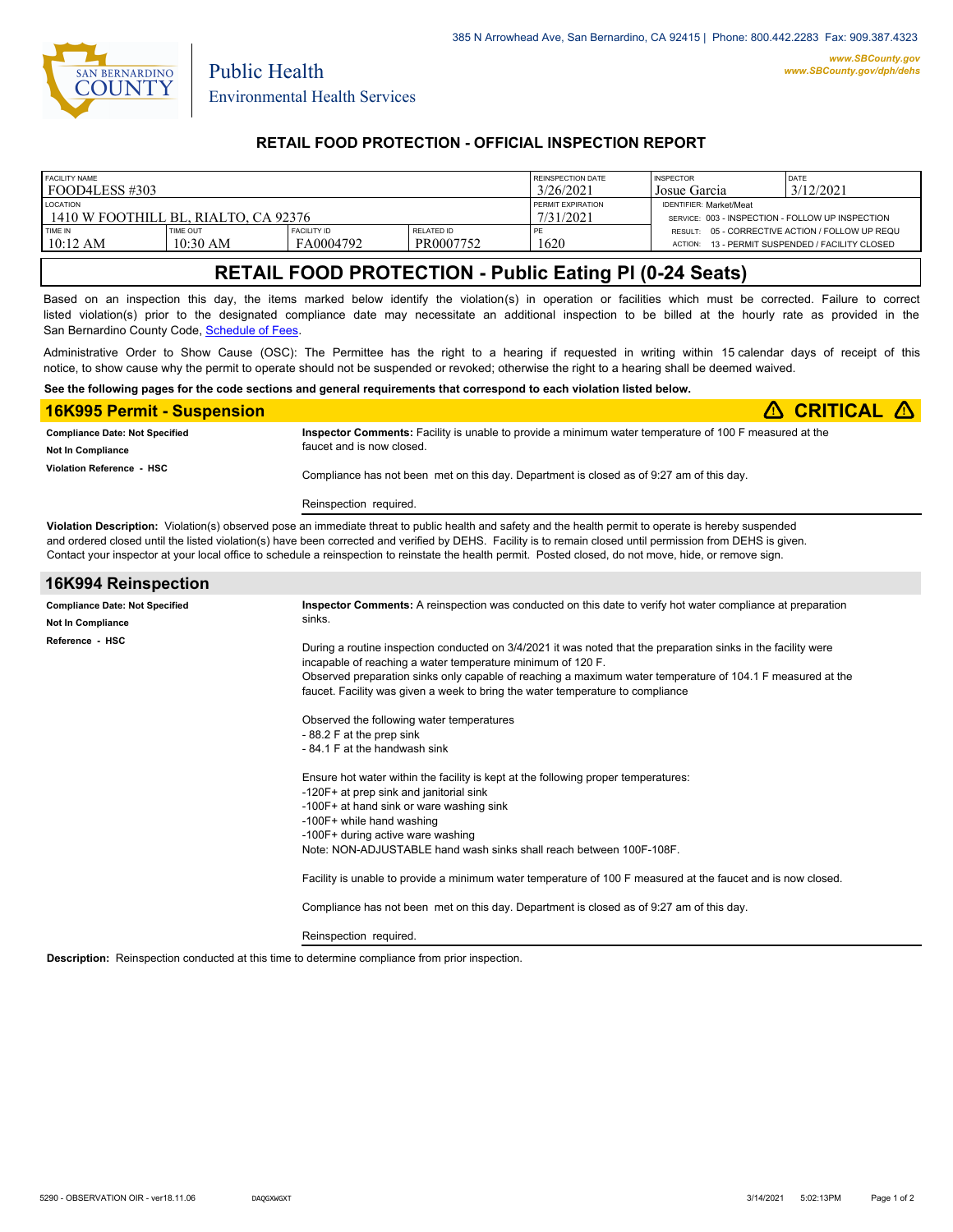385 N Arrowhead Ave, San Bernardino, CA 92415 | Phone: 800.442.2283 Fax: 909.387.4323

www.SBCounty.gov
www.SBCounty.gov/dph/dehs

SAN BERNARDINO COUNTY

Public Health
Environmental Health Services

## RETAIL FOOD PROTECTION - OFFICIAL INSPECTION REPORT

| FACILITY NAME | | | | REINSPECTION DATE | INSPECTOR | DATE |
|---|---|---|---|---|---|---|
| FOOD4LESS #303 | | | | 3/26/2021 | Josue Garcia | 3/12/2021 |
| LOCATION | | | | PERMIT EXPIRATION | IDENTIFIER: Market/Meat | |
| 1410 W FOOTHILL BL, RIALTO, CA 92376 | | | | 7/31/2021 | SERVICE: 003 - INSPECTION - FOLLOW UP INSPECTION | |
| TIME IN | TIME OUT | FACILITY ID | RELATED ID | PE | RESULT: 05 - CORRECTIVE ACTION / FOLLOW UP REQU | |
| 10:12 AM | 10:30 AM | FA0004792 | PR0007752 | 1620 | ACTION: 13 - PERMIT SUSPENDED / FACILITY CLOSED | |

## RETAIL FOOD PROTECTION - Public Eating Pl (0-24 Seats)

Based on an inspection this day, the items marked below identify the violation(s) in operation or facilities which must be corrected. Failure to correct listed violation(s) prior to the designated compliance date may necessitate an additional inspection to be billed at the hourly rate as provided in the San Bernardino County Code, Schedule of Fees.

Administrative Order to Show Cause (OSC): The Permittee has the right to a hearing if requested in writing within 15 calendar days of receipt of this notice, to show cause why the permit to operate should not be suspended or revoked; otherwise the right to a hearing shall be deemed waived.

**See the following pages for the code sections and general requirements that correspond to each violation listed below.**

### 16K995 Permit - Suspension — ⚠ CRITICAL ⚠

**Compliance Date: Not Specified**
**Not In Compliance**
**Violation Reference - HSC**

**Inspector Comments:** Facility is unable to provide a minimum water temperature of 100 F measured at the faucet and is now closed.

Compliance has not been met on this day. Department is closed as of 9:27 am of this day.

Reinspection required.

**Violation Description:** Violation(s) observed pose an immediate threat to public health and safety and the health permit to operate is hereby suspended and ordered closed until the listed violation(s) have been corrected and verified by DEHS. Facility is to remain closed until permission from DEHS is given. Contact your inspector at your local office to schedule a reinspection to reinstate the health permit. Posted closed, do not move, hide, or remove sign.

### 16K994 Reinspection

**Compliance Date: Not Specified**
**Not In Compliance**
**Reference - HSC**

**Inspector Comments:** A reinspection was conducted on this date to verify hot water compliance at preparation sinks.

During a routine inspection conducted on 3/4/2021 it was noted that the preparation sinks in the facility were incapable of reaching a water temperature minimum of 120 F.
Observed preparation sinks only capable of reaching a maximum water temperature of 104.1 F measured at the faucet. Facility was given a week to bring the water temperature to compliance

Observed the following water temperatures
- 88.2 F at the prep sink
- 84.1 F at the handwash sink

Ensure hot water within the facility is kept at the following proper temperatures:
-120F+ at prep sink and janitorial sink
-100F+ at hand sink or ware washing sink
-100F+ while hand washing
-100F+ during active ware washing
Note: NON-ADJUSTABLE hand wash sinks shall reach between 100F-108F.

Facility is unable to provide a minimum water temperature of 100 F measured at the faucet and is now closed.

Compliance has not been met on this day. Department is closed as of 9:27 am of this day.

Reinspection required.

**Description:** Reinspection conducted at this time to determine compliance from prior inspection.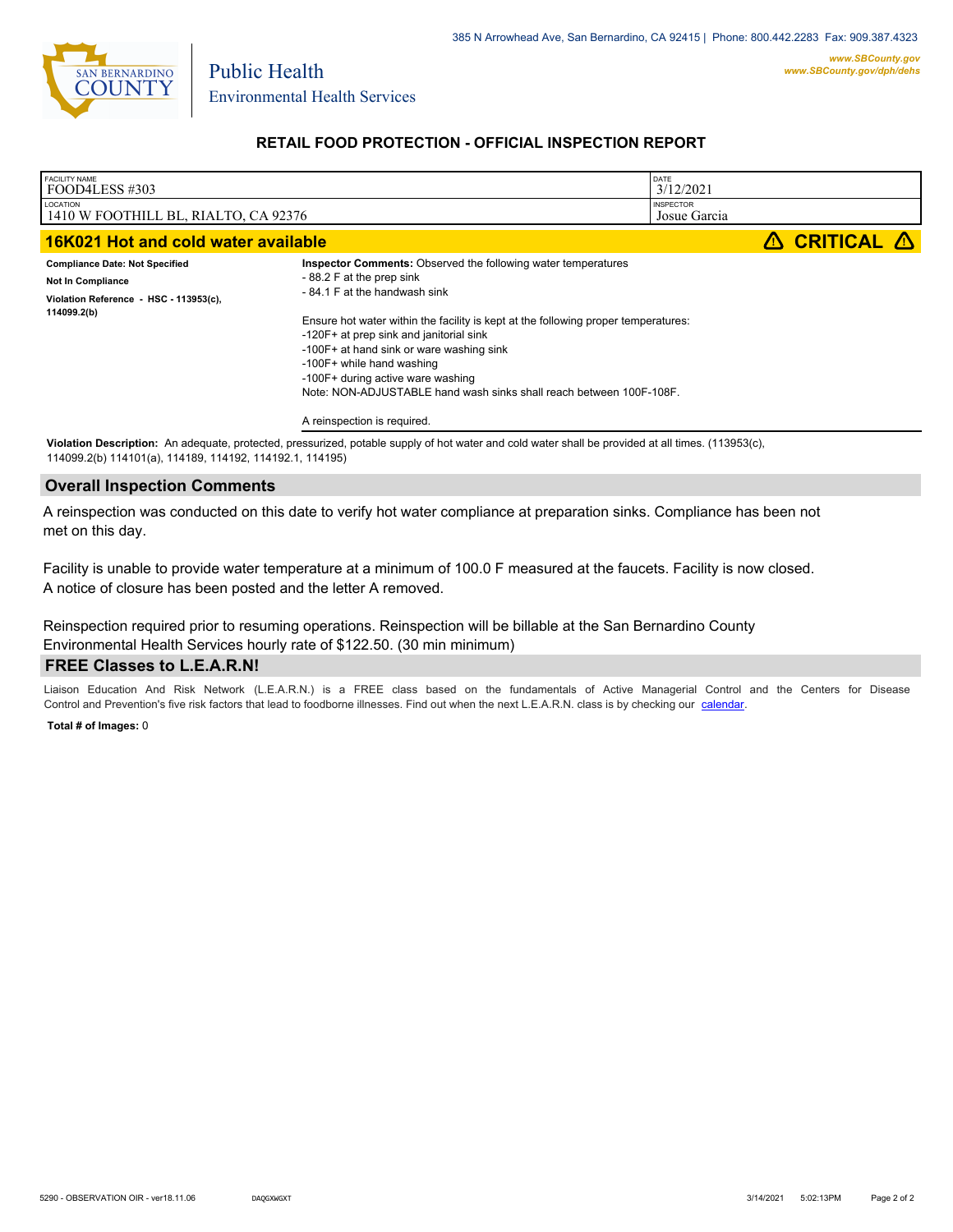385 N Arrowhead Ave, San Bernardino, CA 92415 | Phone: 800.442.2283 Fax: 909.387.4323

*www.SBCounty.gov*
*www.SBCounty.gov/dph/dehs*

Public Health
Environmental Health Services

## RETAIL FOOD PROTECTION - OFFICIAL INSPECTION REPORT

| | |
|---|---|
| FACILITY NAME<br>FOOD4LESS #303 | DATE<br>3/12/2021 |
| LOCATION<br>1410 W FOOTHILL BL, RIALTO, CA 92376 | INSPECTOR<br>Josue Garcia |

### 16K021 Hot and cold water available — ⚠ CRITICAL ⚠

**Compliance Date: Not Specified**

**Not In Compliance**

**Violation Reference - HSC - 113953(c), 114099.2(b)**

**Inspector Comments:** Observed the following water temperatures
- 88.2 F at the prep sink
- 84.1 F at the handwash sink

Ensure hot water within the facility is kept at the following proper temperatures:
-120F+ at prep sink and janitorial sink
-100F+ at hand sink or ware washing sink
-100F+ while hand washing
-100F+ during active ware washing
Note: NON-ADJUSTABLE hand wash sinks shall reach between 100F-108F.

A reinspection is required.

**Violation Description:** An adequate, protected, pressurized, potable supply of hot water and cold water shall be provided at all times. (113953(c), 114099.2(b) 114101(a), 114189, 114192, 114192.1, 114195)

### Overall Inspection Comments

A reinspection was conducted on this date to verify hot water compliance at preparation sinks. Compliance has been not met on this day.

Facility is unable to provide water temperature at a minimum of 100.0 F measured at the faucets. Facility is now closed. A notice of closure has been posted and the letter A removed.

Reinspection required prior to resuming operations. Reinspection will be billable at the San Bernardino County Environmental Health Services hourly rate of $122.50. (30 min minimum)

### FREE Classes to L.E.A.R.N!

Liaison Education And Risk Network (L.E.A.R.N.) is a FREE class based on the fundamentals of Active Managerial Control and the Centers for Disease Control and Prevention's five risk factors that lead to foodborne illnesses. Find out when the next L.E.A.R.N. class is by checking our calendar.

**Total # of Images:** 0

5290 - OBSERVATION OIR - ver18.11.06 DAQGXWGXT 3/14/2021 5:02:13PM